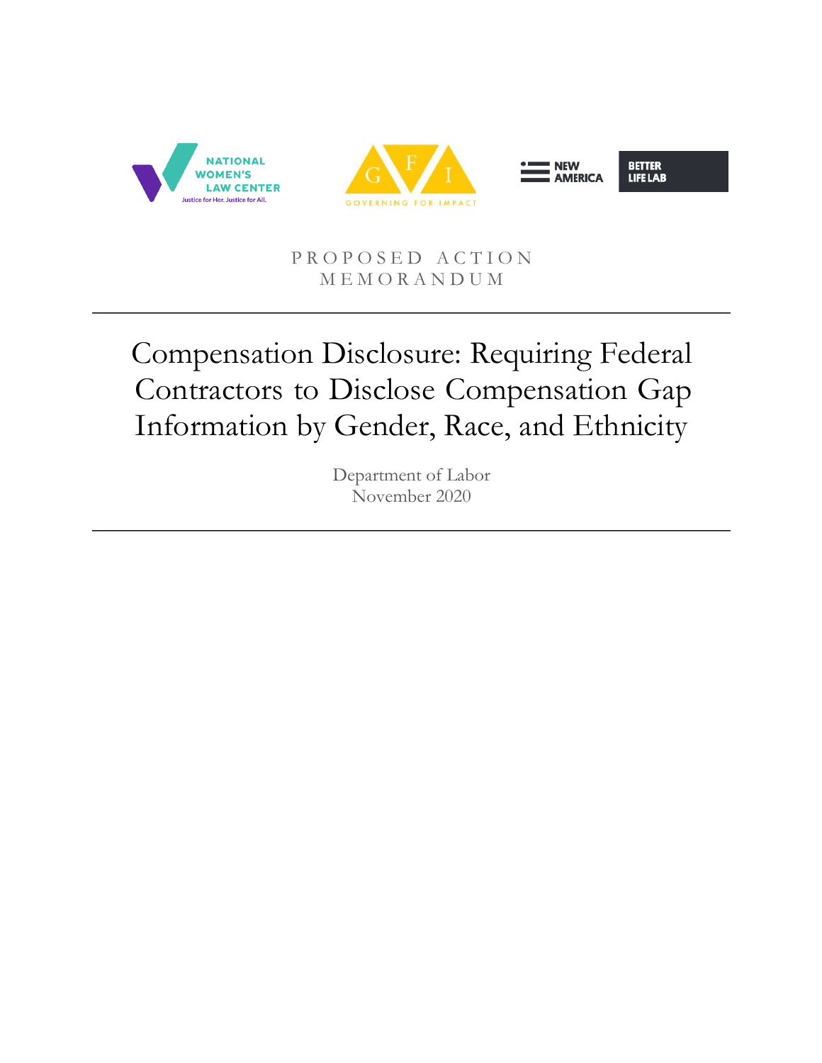NATIONAL WOMEN'S LAW CENTER
Justice for Her. Justice for All.

GOVERNING FOR IMPACT

NEW AMERICA

BETTER LIFE LAB

PROPOSED ACTION MEMORANDUM

# Compensation Disclosure: Requiring Federal Contractors to Disclose Compensation Gap Information by Gender, Race, and Ethnicity

Department of Labor
November 2020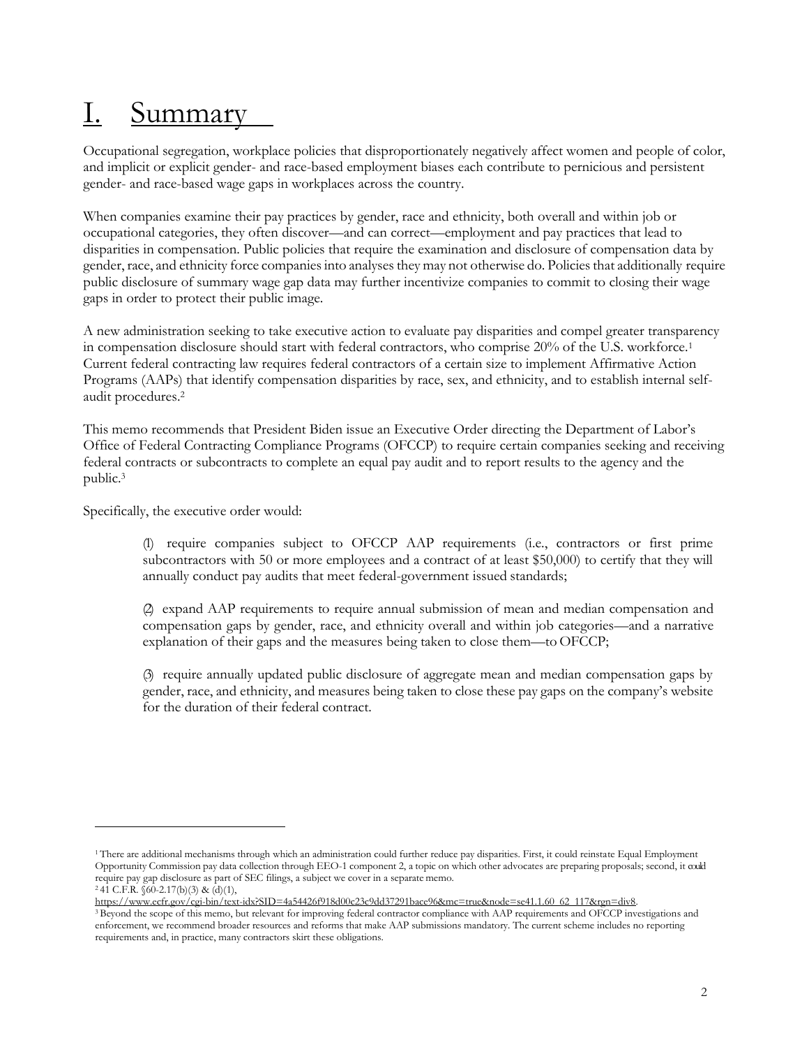# I. Summary

Occupational segregation, workplace policies that disproportionately negatively affect women and people of color, and implicit or explicit gender- and race-based employment biases each contribute to pernicious and persistent gender- and race-based wage gaps in workplaces across the country.

When companies examine their pay practices by gender, race and ethnicity, both overall and within job or occupational categories, they often discover—and can correct—employment and pay practices that lead to disparities in compensation. Public policies that require the examination and disclosure of compensation data by gender, race, and ethnicity force companies into analyses they may not otherwise do. Policies that additionally require public disclosure of summary wage gap data may further incentivize companies to commit to closing their wage gaps in order to protect their public image.

A new administration seeking to take executive action to evaluate pay disparities and compel greater transparency in compensation disclosure should start with federal contractors, who comprise 20% of the U.S. workforce.[1] Current federal contracting law requires federal contractors of a certain size to implement Affirmative Action Programs (AAPs) that identify compensation disparities by race, sex, and ethnicity, and to establish internal self-audit procedures.[2]

This memo recommends that President Biden issue an Executive Order directing the Department of Labor's Office of Federal Contracting Compliance Programs (OFCCP) to require certain companies seeking and receiving federal contracts or subcontracts to complete an equal pay audit and to report results to the agency and the public.[3]

Specifically, the executive order would:

(1) require companies subject to OFCCP AAP requirements (i.e., contractors or first prime subcontractors with 50 or more employees and a contract of at least $50,000) to certify that they will annually conduct pay audits that meet federal-government issued standards;

(2) expand AAP requirements to require annual submission of mean and median compensation and compensation gaps by gender, race, and ethnicity overall and within job categories—and a narrative explanation of their gaps and the measures being taken to close them—to OFCCP;

(3) require annually updated public disclosure of aggregate mean and median compensation gaps by gender, race, and ethnicity, and measures being taken to close these pay gaps on the company's website for the duration of their federal contract.

---

[1] There are additional mechanisms through which an administration could further reduce pay disparities. First, it could reinstate Equal Employment Opportunity Commission pay data collection through EEO-1 component 2, a topic on which other advocates are preparing proposals; second, it could require pay gap disclosure as part of SEC filings, a subject we cover in a separate memo.

[2] 41 C.F.R. §60-2.17(b)(3) & (d)(1), https://www.ecfr.gov/cgi-bin/text-idx?SID=4a54426f918d00c23c9dd37291bace96&mc=true&node=se41.1.60_62_117&rgn=div8.

[3] Beyond the scope of this memo, but relevant for improving federal contractor compliance with AAP requirements and OFCCP investigations and enforcement, we recommend broader resources and reforms that make AAP submissions mandatory. The current scheme includes no reporting requirements and, in practice, many contractors skirt these obligations.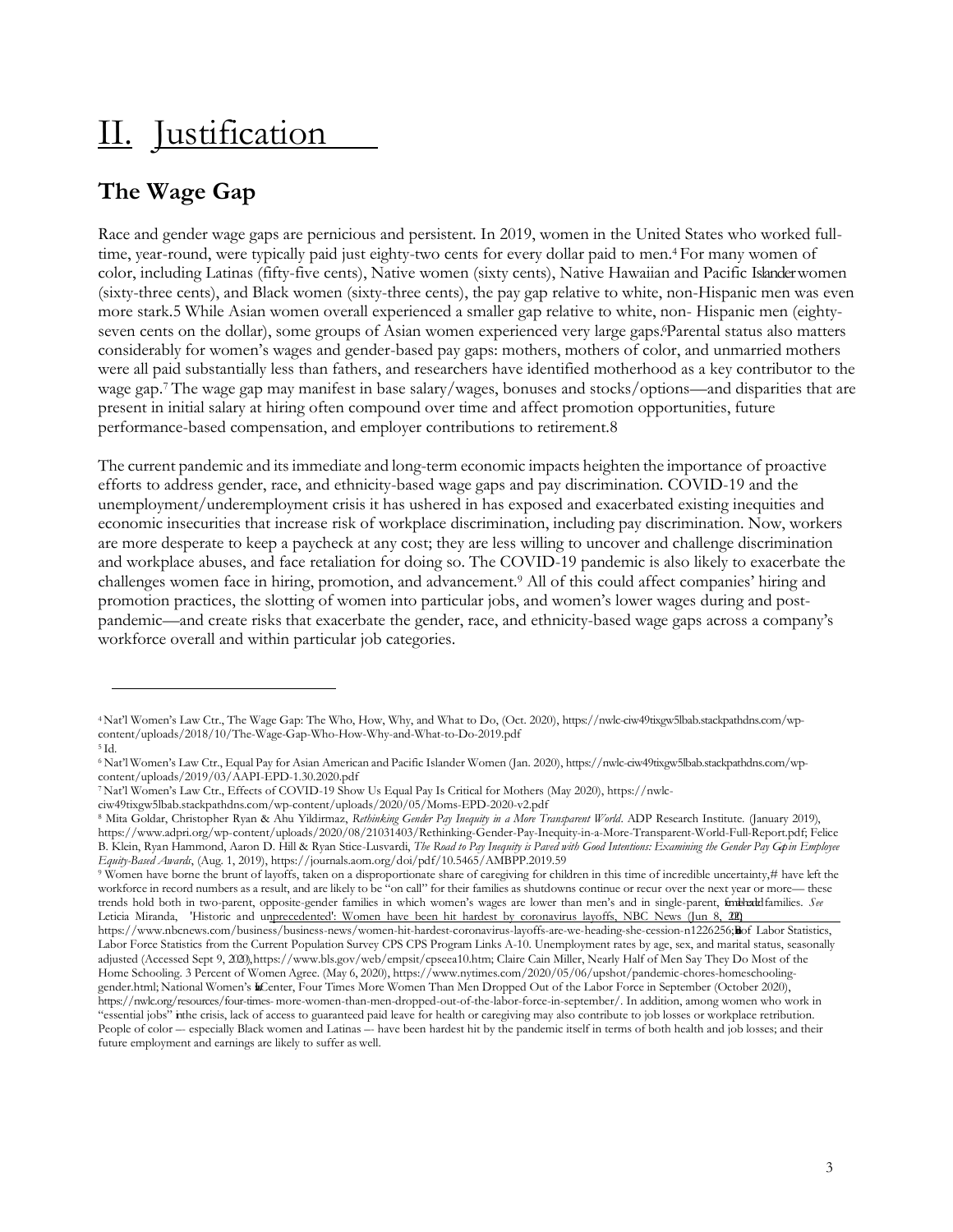# II. Justification

## The Wage Gap

Race and gender wage gaps are pernicious and persistent. In 2019, women in the United States who worked full-time, year-round, were typically paid just eighty-two cents for every dollar paid to men.[4] For many women of color, including Latinas (fifty-five cents), Native women (sixty cents), Native Hawaiian and Pacific Islander women (sixty-three cents), and Black women (sixty-three cents), the pay gap relative to white, non-Hispanic men was even more stark.5 While Asian women overall experienced a smaller gap relative to white, non- Hispanic men (eighty-seven cents on the dollar), some groups of Asian women experienced very large gaps.[6] Parental status also matters considerably for women's wages and gender-based pay gaps: mothers, mothers of color, and unmarried mothers were all paid substantially less than fathers, and researchers have identified motherhood as a key contributor to the wage gap.[7] The wage gap may manifest in base salary/wages, bonuses and stocks/options—and disparities that are present in initial salary at hiring often compound over time and affect promotion opportunities, future performance-based compensation, and employer contributions to retirement.8

The current pandemic and its immediate and long-term economic impacts heighten the importance of proactive efforts to address gender, race, and ethnicity-based wage gaps and pay discrimination. COVID-19 and the unemployment/underemployment crisis it has ushered in has exposed and exacerbated existing inequities and economic insecurities that increase risk of workplace discrimination, including pay discrimination. Now, workers are more desperate to keep a paycheck at any cost; they are less willing to uncover and challenge discrimination and workplace abuses, and face retaliation for doing so. The COVID-19 pandemic is also likely to exacerbate the challenges women face in hiring, promotion, and advancement.[9] All of this could affect companies' hiring and promotion practices, the slotting of women into particular jobs, and women's lower wages during and post-pandemic—and create risks that exacerbate the gender, race, and ethnicity-based wage gaps across a company's workforce overall and within particular job categories.

---

[4] Nat'l Women's Law Ctr., The Wage Gap: The Who, How, Why, and What to Do, (Oct. 2020), https://nwlc-ciw49tixgw5lbab.stackpathdns.com/wp-content/uploads/2018/10/The-Wage-Gap-Who-How-Why-and-What-to-Do-2019.pdf

[5] Id.

[6] Nat'l Women's Law Ctr., Equal Pay for Asian American and Pacific Islander Women (Jan. 2020), https://nwlc-ciw49tixgw5lbab.stackpathdns.com/wp-content/uploads/2019/03/AAPI-EPD-1.30.2020.pdf

[7] Nat'l Women's Law Ctr., Effects of COVID-19 Show Us Equal Pay Is Critical for Mothers (May 2020), https://nwlc-ciw49tixgw5lbab.stackpathdns.com/wp-content/uploads/2020/05/Moms-EPD-2020-v2.pdf

[8] Mita Goldar, Christopher Ryan & Ahu Yildirmaz, *Rethinking Gender Pay Inequity in a More Transparent World*. ADP Research Institute. (January 2019), https://www.adpri.org/wp-content/uploads/2020/08/21031403/Rethinking-Gender-Pay-Inequity-in-a-More-Transparent-World-Full-Report.pdf; Felice B. Klein, Ryan Hammond, Aaron D. Hill & Ryan Stice-Lusvardi, *The Road to Pay Inequity is Paved with Good Intentions: Examining the Gender Pay Gap in Employee Equity-Based Awards*, (Aug. 1, 2019), https://journals.aom.org/doi/pdf/10.5465/AMBPP.2019.59

[9] Women have borne the brunt of layoffs, taken on a disproportionate share of caregiving for children in this time of incredible uncertainty,# have left the workforce in record numbers as a result, and are likely to be "on call" for their families as shutdowns continue or recur over the next year or more— these trends hold both in two-parent, opposite-gender families in which women's wages are lower than men's and in single-parent, female-headed families. *See* Leticia Miranda, 'Historic and unprecedented': Women have been hit hardest by coronavirus layoffs, NBC News (Jun 8, 2020) https://www.nbcnews.com/business/business-news/women-hit-hardest-coronavirus-layoffs-are-we-heading-she-cession-n1226256; Bureau of Labor Statistics, Labor Force Statistics from the Current Population Survey CPS CPS Program Links A-10. Unemployment rates by age, sex, and marital status, seasonally adjusted (Accessed Sept 9, 2020), https://www.bls.gov/web/empsit/cpseea10.htm; Claire Cain Miller, Nearly Half of Men Say They Do Most of the Home Schooling. 3 Percent of Women Agree. (May 6, 2020), https://www.nytimes.com/2020/05/06/upshot/pandemic-chores-homeschooling-gender.html; National Women's Law Center, Four Times More Women Than Men Dropped Out of the Labor Force in September (October 2020), https://nwlc.org/resources/four-times- more-women-than-men-dropped-out-of-the-labor-force-in-september/. In addition, among women who work in "essential jobs" in the crisis, lack of access to guaranteed paid leave for health or caregiving may also contribute to job losses or workplace retribution. People of color –- especially Black women and Latinas –- have been hardest hit by the pandemic itself in terms of both health and job losses; and their future employment and earnings are likely to suffer as well.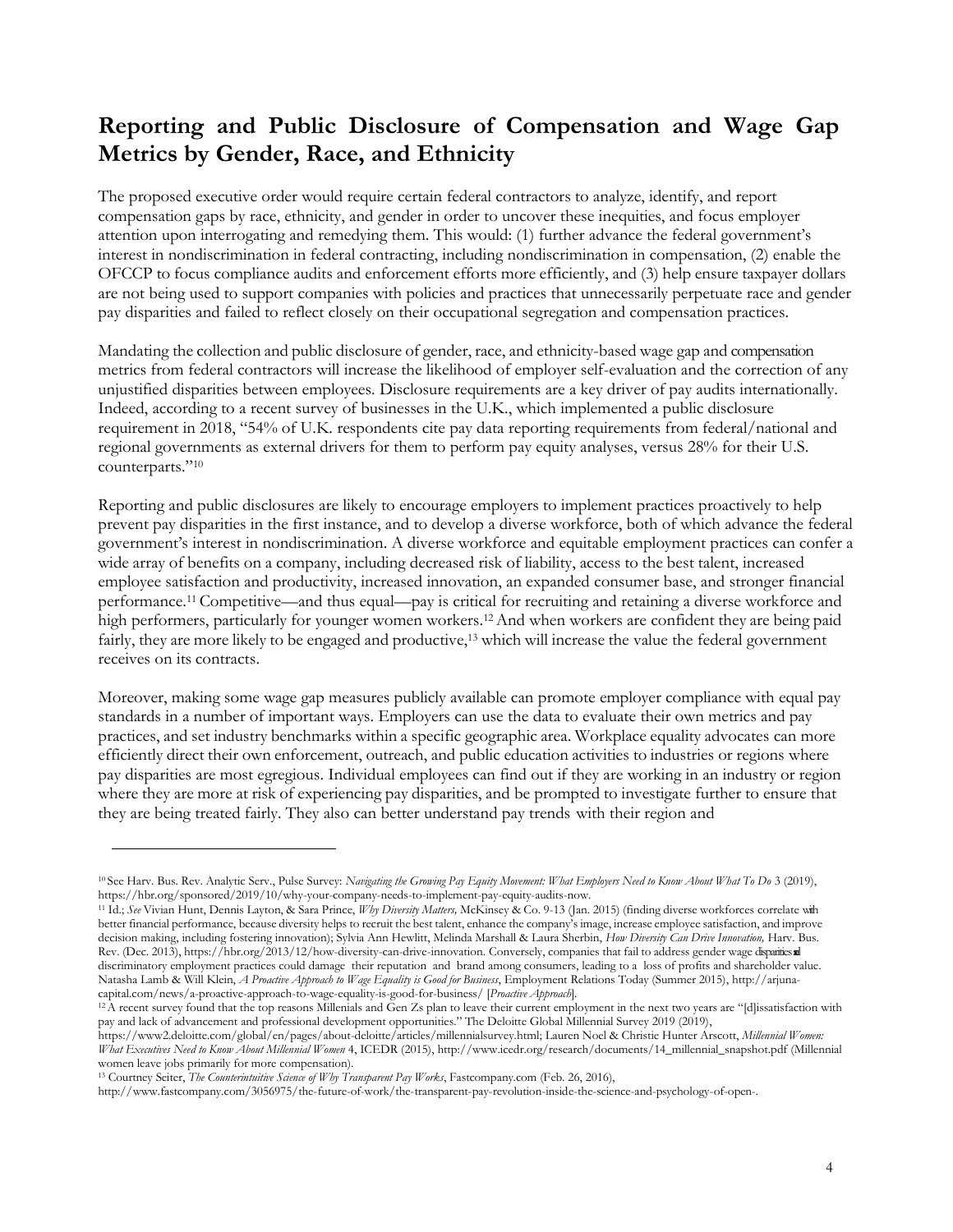## Reporting and Public Disclosure of Compensation and Wage Gap Metrics by Gender, Race, and Ethnicity

The proposed executive order would require certain federal contractors to analyze, identify, and report compensation gaps by race, ethnicity, and gender in order to uncover these inequities, and focus employer attention upon interrogating and remedying them. This would: (1) further advance the federal government's interest in nondiscrimination in federal contracting, including nondiscrimination in compensation, (2) enable the OFCCP to focus compliance audits and enforcement efforts more efficiently, and (3) help ensure taxpayer dollars are not being used to support companies with policies and practices that unnecessarily perpetuate race and gender pay disparities and failed to reflect closely on their occupational segregation and compensation practices.

Mandating the collection and public disclosure of gender, race, and ethnicity-based wage gap and compensation metrics from federal contractors will increase the likelihood of employer self-evaluation and the correction of any unjustified disparities between employees. Disclosure requirements are a key driver of pay audits internationally. Indeed, according to a recent survey of businesses in the U.K., which implemented a public disclosure requirement in 2018, "54% of U.K. respondents cite pay data reporting requirements from federal/national and regional governments as external drivers for them to perform pay equity analyses, versus 28% for their U.S. counterparts."[10]

Reporting and public disclosures are likely to encourage employers to implement practices proactively to help prevent pay disparities in the first instance, and to develop a diverse workforce, both of which advance the federal government's interest in nondiscrimination. A diverse workforce and equitable employment practices can confer a wide array of benefits on a company, including decreased risk of liability, access to the best talent, increased employee satisfaction and productivity, increased innovation, an expanded consumer base, and stronger financial performance.[11] Competitive—and thus equal—pay is critical for recruiting and retaining a diverse workforce and high performers, particularly for younger women workers.[12] And when workers are confident they are being paid fairly, they are more likely to be engaged and productive,[13] which will increase the value the federal government receives on its contracts.

Moreover, making some wage gap measures publicly available can promote employer compliance with equal pay standards in a number of important ways. Employers can use the data to evaluate their own metrics and pay practices, and set industry benchmarks within a specific geographic area. Workplace equality advocates can more efficiently direct their own enforcement, outreach, and public education activities to industries or regions where pay disparities are most egregious. Individual employees can find out if they are working in an industry or region where they are more at risk of experiencing pay disparities, and be prompted to investigate further to ensure that they are being treated fairly. They also can better understand pay trends with their region and

---

[10] See Harv. Bus. Rev. Analytic Serv., Pulse Survey: *Navigating the Growing Pay Equity Movement: What Employers Need to Know About What To Do* 3 (2019), https://hbr.org/sponsored/2019/10/why-your-company-needs-to-implement-pay-equity-audits-now.

[11] Id.; *See* Vivian Hunt, Dennis Layton, & Sara Prince, *Why Diversity Matters,* McKinsey & Co. 9-13 (Jan. 2015) (finding diverse workforces correlate with better financial performance, because diversity helps to recruit the best talent, enhance the company's image, increase employee satisfaction, and improve decision making, including fostering innovation); Sylvia Ann Hewlitt, Melinda Marshall & Laura Sherbin, *How Diversity Can Drive Innovation,* Harv. Bus. Rev. (Dec. 2013), https://hbr.org/2013/12/how-diversity-can-drive-innovation. Conversely, companies that fail to address gender wage disparities and discriminatory employment practices could damage their reputation and brand among consumers, leading to a loss of profits and shareholder value. Natasha Lamb & Will Klein, *A Proactive Approach to Wage Equality is Good for Business*, Employment Relations Today (Summer 2015), http://arjuna-capital.com/news/a-proactive-approach-to-wage-equality-is-good-for-business/ [*Proactive Approach*].

[12] A recent survey found that the top reasons Millenials and Gen Zs plan to leave their current employment in the next two years are "[d]issatisfaction with pay and lack of advancement and professional development opportunities." The Deloitte Global Millennial Survey 2019 (2019), https://www2.deloitte.com/global/en/pages/about-deloitte/articles/millennialsurvey.html; Lauren Noel & Christie Hunter Arscott, *Millennial Women: What Executives Need to Know About Millennial Women* 4, ICEDR (2015), http://www.icedr.org/research/documents/14_millennial_snapshot.pdf (Millennial women leave jobs primarily for more compensation).

[13] Courtney Seiter, *The Counterintuitive Science of Why Transparent Pay Works*, Fastcompany.com (Feb. 26, 2016), http://www.fastcompany.com/3056975/the-future-of-work/the-transparent-pay-revolution-inside-the-science-and-psychology-of-open-.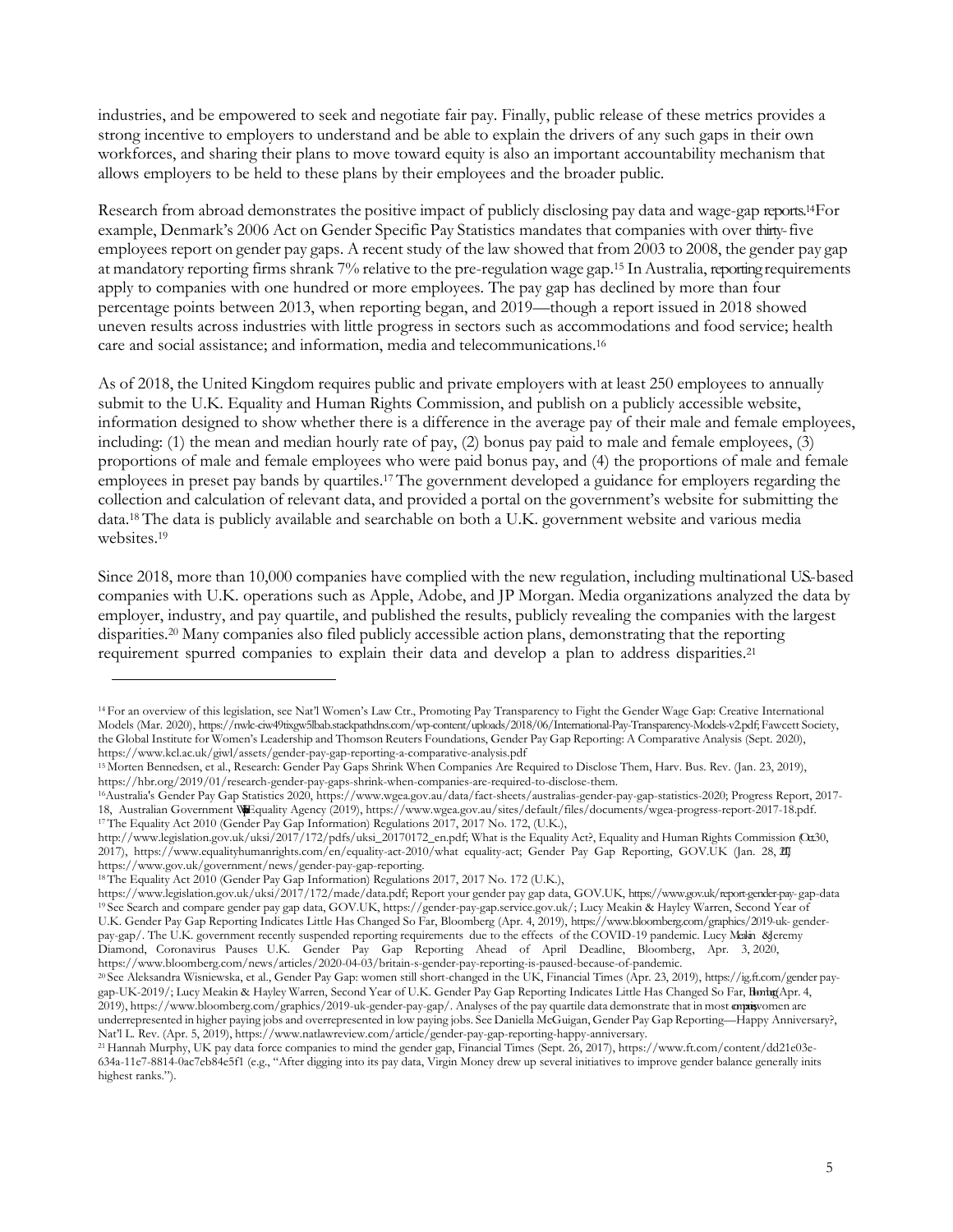industries, and be empowered to seek and negotiate fair pay. Finally, public release of these metrics provides a strong incentive to employers to understand and be able to explain the drivers of any such gaps in their own workforces, and sharing their plans to move toward equity is also an important accountability mechanism that allows employers to be held to these plans by their employees and the broader public.

Research from abroad demonstrates the positive impact of publicly disclosing pay data and wage-gap reports.[14] For example, Denmark's 2006 Act on Gender Specific Pay Statistics mandates that companies with over thirty-five employees report on gender pay gaps. A recent study of the law showed that from 2003 to 2008, the gender pay gap at mandatory reporting firms shrank 7% relative to the pre-regulation wage gap.[15] In Australia, reporting requirements apply to companies with one hundred or more employees. The pay gap has declined by more than four percentage points between 2013, when reporting began, and 2019—though a report issued in 2018 showed uneven results across industries with little progress in sectors such as accommodations and food service; health care and social assistance; and information, media and telecommunications.[16]

As of 2018, the United Kingdom requires public and private employers with at least 250 employees to annually submit to the U.K. Equality and Human Rights Commission, and publish on a publicly accessible website, information designed to show whether there is a difference in the average pay of their male and female employees, including: (1) the mean and median hourly rate of pay, (2) bonus pay paid to male and female employees, (3) proportions of male and female employees who were paid bonus pay, and (4) the proportions of male and female employees in preset pay bands by quartiles.[17] The government developed a guidance for employers regarding the collection and calculation of relevant data, and provided a portal on the government's website for submitting the data.[18] The data is publicly available and searchable on both a U.K. government website and various media websites.[19]

Since 2018, more than 10,000 companies have complied with the new regulation, including multinational U.S.-based companies with U.K. operations such as Apple, Adobe, and JP Morgan. Media organizations analyzed the data by employer, industry, and pay quartile, and published the results, publicly revealing the companies with the largest disparities.[20] Many companies also filed publicly accessible action plans, demonstrating that the reporting requirement spurred companies to explain their data and develop a plan to address disparities.[21]

---

[14] For an overview of this legislation, see Nat'l Women's Law Ctr., Promoting Pay Transparency to Fight the Gender Wage Gap: Creative International Models (Mar. 2020), https://nwlc-ciw49tixgw5lbab.stackpathdns.com/wp-content/uploads/2018/06/International-Pay-Transparency-Models-v2.pdf; Fawcett Society, the Global Institute for Women's Leadership and Thomson Reuters Foundations, Gender Pay Gap Reporting: A Comparative Analysis (Sept. 2020), https://www.kcl.ac.uk/giwl/assets/gender-pay-gap-reporting-a-comparative-analysis.pdf

[15] Morten Bennedsen, et al., Research: Gender Pay Gaps Shrink When Companies Are Required to Disclose Them, Harv. Bus. Rev. (Jan. 23, 2019), https://hbr.org/2019/01/research-gender-pay-gaps-shrink-when-companies-are-required-to-disclose-them.

[16] Australia's Gender Pay Gap Statistics 2020, https://www.wgea.gov.au/data/fact-sheets/australias-gender-pay-gap-statistics-2020; Progress Report, 2017-18, Australian Government Workplace Equality Agency (2019), https://www.wgea.gov.au/sites/default/files/documents/wgea-progress-report-2017-18.pdf.

[17] The Equality Act 2010 (Gender Pay Gap Information) Regulations 2017, 2017 No. 172, (U.K.), http://www.legislation.gov.uk/uksi/2017/172/pdfs/uksi_20170172_en.pdf; What is the Equality Act?, Equality and Human Rights Commission (Oct. 30, 2017), https://www.equalityhumanrights.com/en/equality-act-2010/what equality-act; Gender Pay Gap Reporting, GOV.UK (Jan. 28, 2017) https://www.gov.uk/government/news/gender-pay-gap-reporting.

[18] The Equality Act 2010 (Gender Pay Gap Information) Regulations 2017, 2017 No. 172 (U.K.), https://www.legislation.gov.uk/uksi/2017/172/made/data.pdf; Report your gender pay gap data, GOV.UK, https://www.gov.uk/report-gender-pay-gap-data

[19] See Search and compare gender pay gap data, GOV.UK, https://gender-pay-gap.service.gov.uk/; Lucy Meakin & Hayley Warren, Second Year of U.K. Gender Pay Gap Reporting Indicates Little Has Changed So Far, Bloomberg (Apr. 4, 2019), https://www.bloomberg.com/graphics/2019-uk-gender-pay-gap/. The U.K. government recently suspended reporting requirements due to the effects of the COVID-19 pandemic. Lucy Meakin & Jeremy Diamond, Coronavirus Pauses U.K. Gender Pay Gap Reporting Ahead of April Deadline, Bloomberg, Apr. 3, 2020, https://www.bloomberg.com/news/articles/2020-04-03/britain-s-gender-pay-reporting-is-paused-because-of-pandemic.

[20] See Aleksandra Wisniewska, et al., Gender Pay Gap: women still short-changed in the UK, Financial Times (Apr. 23, 2019), https://ig.ft.com/gender pay-gap-UK-2019/; Lucy Meakin & Hayley Warren, Second Year of U.K. Gender Pay Gap Reporting Indicates Little Has Changed So Far, Bloomberg (Apr. 4, 2019), https://www.bloomberg.com/graphics/2019-uk-gender-pay-gap/. Analyses of the pay quartile data demonstrate that in most companies women are underrepresented in higher paying jobs and overrepresented in low paying jobs. See Daniella McGuigan, Gender Pay Gap Reporting—Happy Anniversary?, Nat'l L. Rev. (Apr. 5, 2019), https://www.natlawreview.com/article/gender-pay-gap-reporting-happy-anniversary.

[21] Hannah Murphy, UK pay data force companies to mind the gender gap, Financial Times (Sept. 26, 2017), https://www.ft.com/content/dd21e03e-634a-11e7-8814-0ac7eb84e5f1 (e.g., "After digging into its pay data, Virgin Money drew up several initiatives to improve gender balance generally in its highest ranks.").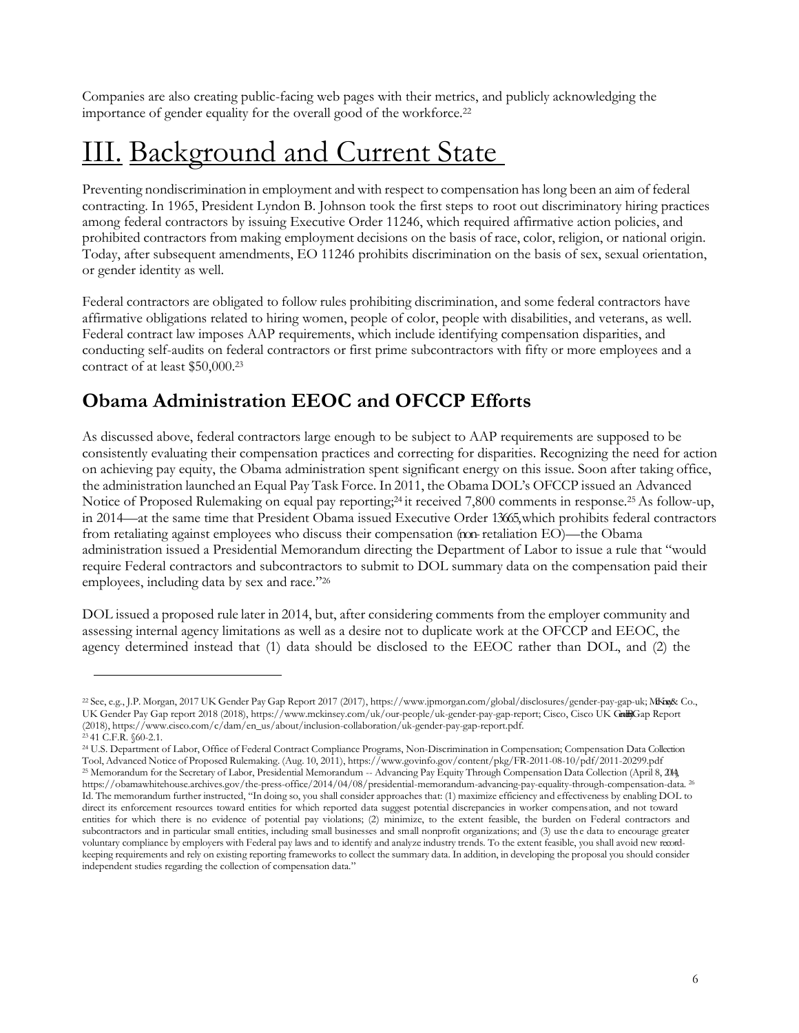Companies are also creating public-facing web pages with their metrics, and publicly acknowledging the importance of gender equality for the overall good of the workforce.[22]

# III. Background and Current State

Preventing nondiscrimination in employment and with respect to compensation has long been an aim of federal contracting. In 1965, President Lyndon B. Johnson took the first steps to root out discriminatory hiring practices among federal contractors by issuing Executive Order 11246, which required affirmative action policies, and prohibited contractors from making employment decisions on the basis of race, color, religion, or national origin. Today, after subsequent amendments, EO 11246 prohibits discrimination on the basis of sex, sexual orientation, or gender identity as well.

Federal contractors are obligated to follow rules prohibiting discrimination, and some federal contractors have affirmative obligations related to hiring women, people of color, people with disabilities, and veterans, as well. Federal contract law imposes AAP requirements, which include identifying compensation disparities, and conducting self-audits on federal contractors or first prime subcontractors with fifty or more employees and a contract of at least $50,000.[23]

## Obama Administration EEOC and OFCCP Efforts

As discussed above, federal contractors large enough to be subject to AAP requirements are supposed to be consistently evaluating their compensation practices and correcting for disparities. Recognizing the need for action on achieving pay equity, the Obama administration spent significant energy on this issue. Soon after taking office, the administration launched an Equal Pay Task Force. In 2011, the Obama DOL's OFCCP issued an Advanced Notice of Proposed Rulemaking on equal pay reporting;[24] it received 7,800 comments in response.[25] As follow-up, in 2014—at the same time that President Obama issued Executive Order 13665, which prohibits federal contractors from retaliating against employees who discuss their compensation (non-retaliation EO)—the Obama administration issued a Presidential Memorandum directing the Department of Labor to issue a rule that "would require Federal contractors and subcontractors to submit to DOL summary data on the compensation paid their employees, including data by sex and race."[26]

DOL issued a proposed rule later in 2014, but, after considering comments from the employer community and assessing internal agency limitations as well as a desire not to duplicate work at the OFCCP and EEOC, the agency determined instead that (1) data should be disclosed to the EEOC rather than DOL, and (2) the

---

[22] See, e.g., J.P. Morgan, 2017 UK Gender Pay Gap Report 2017 (2017), https://www.jpmorgan.com/global/disclosures/gender-pay-gap-uk; McKinsey & Co., UK Gender Pay Gap report 2018 (2018), https://www.mckinsey.com/uk/our-people/uk-gender-pay-gap-report; Cisco, Cisco UK Gender Pay Gap Report (2018), https://www.cisco.com/c/dam/en_us/about/inclusion-collaboration/uk-gender-pay-gap-report.pdf.

[23] 41 C.F.R. §60-2.1.

[24] U.S. Department of Labor, Office of Federal Contract Compliance Programs, Non-Discrimination in Compensation; Compensation Data Collection Tool, Advanced Notice of Proposed Rulemaking. (Aug. 10, 2011), https://www.govinfo.gov/content/pkg/FR-2011-08-10/pdf/2011-20299.pdf

[25] Memorandum for the Secretary of Labor, Presidential Memorandum -- Advancing Pay Equity Through Compensation Data Collection (April 8, 2014), https://obamawhitehouse.archives.gov/the-press-office/2014/04/08/presidential-memorandum-advancing-pay-equality-through-compensation-data.

[26] Id. The memorandum further instructed, "In doing so, you shall consider approaches that: (1) maximize efficiency and effectiveness by enabling DOL to direct its enforcement resources toward entities for which reported data suggest potential discrepancies in worker compensation, and not toward entities for which there is no evidence of potential pay violations; (2) minimize, to the extent feasible, the burden on Federal contractors and subcontractors and in particular small entities, including small businesses and small nonprofit organizations; and (3) use the data to encourage greater voluntary compliance by employers with Federal pay laws and to identify and analyze industry trends. To the extent feasible, you shall avoid new record-keeping requirements and rely on existing reporting frameworks to collect the summary data. In addition, in developing the proposal you should consider independent studies regarding the collection of compensation data."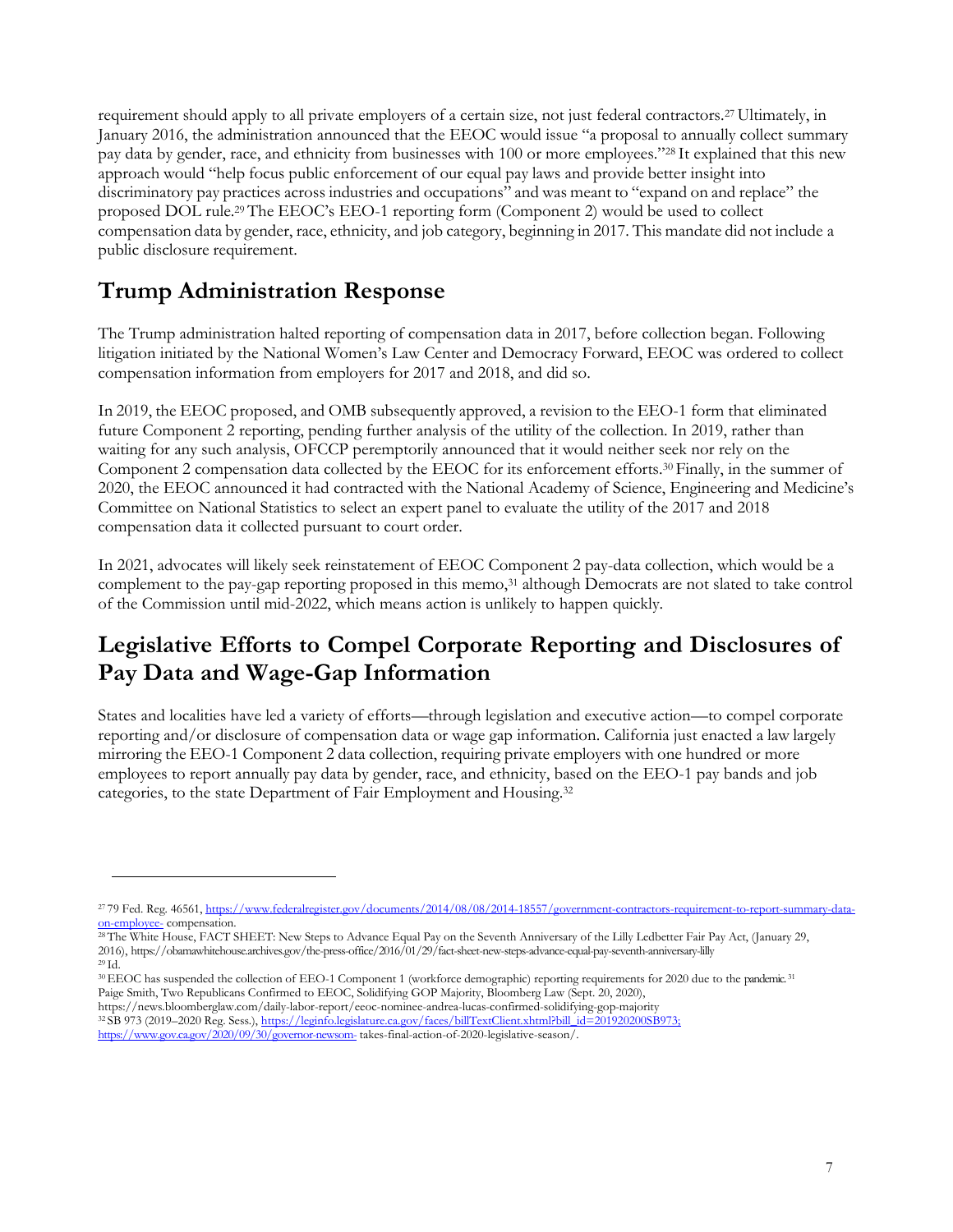requirement should apply to all private employers of a certain size, not just federal contractors.[27] Ultimately, in January 2016, the administration announced that the EEOC would issue "a proposal to annually collect summary pay data by gender, race, and ethnicity from businesses with 100 or more employees."[28] It explained that this new approach would "help focus public enforcement of our equal pay laws and provide better insight into discriminatory pay practices across industries and occupations" and was meant to "expand on and replace" the proposed DOL rule.[29] The EEOC's EEO-1 reporting form (Component 2) would be used to collect compensation data by gender, race, ethnicity, and job category, beginning in 2017. This mandate did not include a public disclosure requirement.

## Trump Administration Response

The Trump administration halted reporting of compensation data in 2017, before collection began. Following litigation initiated by the National Women's Law Center and Democracy Forward, EEOC was ordered to collect compensation information from employers for 2017 and 2018, and did so.

In 2019, the EEOC proposed, and OMB subsequently approved, a revision to the EEO-1 form that eliminated future Component 2 reporting, pending further analysis of the utility of the collection. In 2019, rather than waiting for any such analysis, OFCCP peremptorily announced that it would neither seek nor rely on the Component 2 compensation data collected by the EEOC for its enforcement efforts.[30] Finally, in the summer of 2020, the EEOC announced it had contracted with the National Academy of Science, Engineering and Medicine's Committee on National Statistics to select an expert panel to evaluate the utility of the 2017 and 2018 compensation data it collected pursuant to court order.

In 2021, advocates will likely seek reinstatement of EEOC Component 2 pay-data collection, which would be a complement to the pay-gap reporting proposed in this memo,[31] although Democrats are not slated to take control of the Commission until mid-2022, which means action is unlikely to happen quickly.

## Legislative Efforts to Compel Corporate Reporting and Disclosures of Pay Data and Wage-Gap Information

States and localities have led a variety of efforts—through legislation and executive action—to compel corporate reporting and/or disclosure of compensation data or wage gap information. California just enacted a law largely mirroring the EEO-1 Component 2 data collection, requiring private employers with one hundred or more employees to report annually pay data by gender, race, and ethnicity, based on the EEO-1 pay bands and job categories, to the state Department of Fair Employment and Housing.[32]

---

[27] 79 Fed. Reg. 46561, https://www.federalregister.gov/documents/2014/08/08/2014-18557/government-contractors-requirement-to-report-summary-data-on-employee- compensation.

[28] The White House, FACT SHEET: New Steps to Advance Equal Pay on the Seventh Anniversary of the Lilly Ledbetter Fair Pay Act, (January 29, 2016), https://obamawhitehouse.archives.gov/the-press-office/2016/01/29/fact-sheet-new-steps-advance-equal-pay-seventh-anniversary-lilly

[29] Id.

[30] EEOC has suspended the collection of EEO-1 Component 1 (workforce demographic) reporting requirements for 2020 due to the pandemic.[31] Paige Smith, Two Republicans Confirmed to EEOC, Solidifying GOP Majority, Bloomberg Law (Sept. 20, 2020), https://news.bloomberglaw.com/daily-labor-report/eeoc-nominee-andrea-lucas-confirmed-solidifying-gop-majority

[32] SB 973 (2019–2020 Reg. Sess.), https://leginfo.legislature.ca.gov/faces/billTextClient.xhtml?bill_id=201920200SB973; https://www.gov.ca.gov/2020/09/30/governor-newsom- takes-final-action-of-2020-legislative-season/.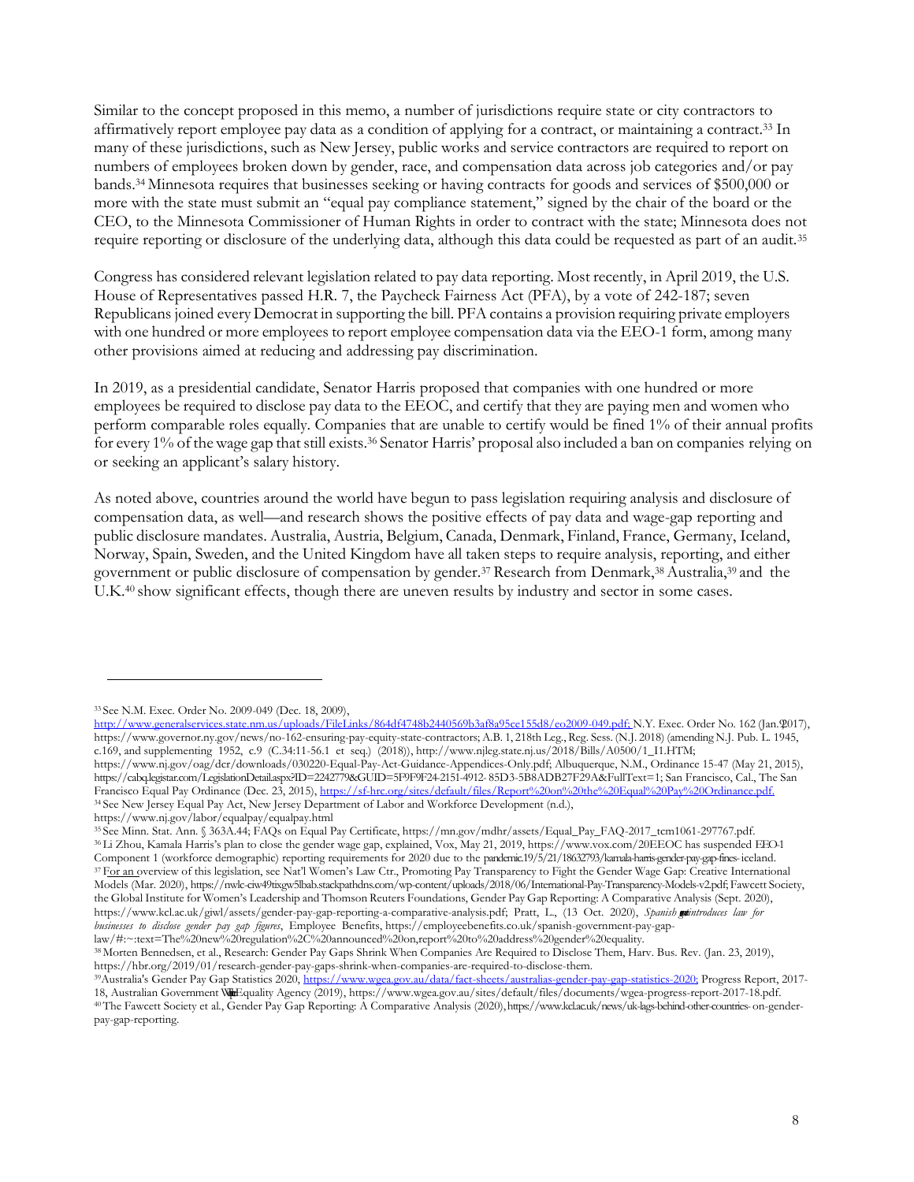Similar to the concept proposed in this memo, a number of jurisdictions require state or city contractors to affirmatively report employee pay data as a condition of applying for a contract, or maintaining a contract.[33] In many of these jurisdictions, such as New Jersey, public works and service contractors are required to report on numbers of employees broken down by gender, race, and compensation data across job categories and/or pay bands.[34] Minnesota requires that businesses seeking or having contracts for goods and services of $500,000 or more with the state must submit an "equal pay compliance statement," signed by the chair of the board or the CEO, to the Minnesota Commissioner of Human Rights in order to contract with the state; Minnesota does not require reporting or disclosure of the underlying data, although this data could be requested as part of an audit.[35]

Congress has considered relevant legislation related to pay data reporting. Most recently, in April 2019, the U.S. House of Representatives passed H.R. 7, the Paycheck Fairness Act (PFA), by a vote of 242-187; seven Republicans joined every Democrat in supporting the bill. PFA contains a provision requiring private employers with one hundred or more employees to report employee compensation data via the EEO-1 form, among many other provisions aimed at reducing and addressing pay discrimination.

In 2019, as a presidential candidate, Senator Harris proposed that companies with one hundred or more employees be required to disclose pay data to the EEOC, and certify that they are paying men and women who perform comparable roles equally. Companies that are unable to certify would be fined 1% of their annual profits for every 1% of the wage gap that still exists.[36] Senator Harris' proposal also included a ban on companies relying on or seeking an applicant's salary history.

As noted above, countries around the world have begun to pass legislation requiring analysis and disclosure of compensation data, as well—and research shows the positive effects of pay data and wage-gap reporting and public disclosure mandates. Australia, Austria, Belgium, Canada, Denmark, Finland, France, Germany, Iceland, Norway, Spain, Sweden, and the United Kingdom have all taken steps to require analysis, reporting, and either government or public disclosure of compensation by gender.[37] Research from Denmark,[38] Australia,[39] and the U.K.[40] show significant effects, though there are uneven results by industry and sector in some cases.

---

[33] See N.M. Exec. Order No. 2009-049 (Dec. 18, 2009), http://www.generalservices.state.nm.us/uploads/FileLinks/864df4748b2440569b3af8a95cc155d8/eo2009-049.pdf; N.Y. Exec. Order No. 162 (Jan. 9, 2017), https://www.governor.ny.gov/news/no-162-ensuring-pay-equity-state-contractors; A.B. 1, 218th Leg., Reg. Sess. (N.J. 2018) (amending N.J. Pub. L. 1945, c.169, and supplementing 1952, c.9 (C.34:11-56.1 et seq.) (2018)), http://www.njleg.state.nj.us/2018/Bills/A0500/1_I1.HTM; https://www.nj.gov/oag/dcr/downloads/030220-Equal-Pay-Act-Guidance-Appendices-Only.pdf; Albuquerque, N.M., Ordinance 15-47 (May 21, 2015), https://cabq.legistar.com/LegislationDetail.aspx?ID=2242779&GUID=5F9F9F24-2151-4912-85D3-5B8ADB27F29A&FullText=1; San Francisco, Cal., The San Francisco Equal Pay Ordinance (Dec. 23, 2015), https://sf-hrc.org/sites/default/files/Report%20on%20the%20Equal%20Pay%20Ordinance.pdf.

[34] See New Jersey Equal Pay Act, New Jersey Department of Labor and Workforce Development (n.d.), https://www.nj.gov/labor/equalpay/equalpay.html

[35] See Minn. Stat. Ann. § 363A.44; FAQs on Equal Pay Certificate, https://mn.gov/mdhr/assets/Equal_Pay_FAQ-2017_tcm1061-297767.pdf.

[36] Li Zhou, Kamala Harris's plan to close the gender wage gap, explained, Vox, May 21, 2019, https://www.vox.com/20EEOC has suspended EEO-1 Component 1 (workforce demographic) reporting requirements for 2020 due to the pandemic.19/5/21/18632793/kamala-harris-gender-pay-gap-fines-iceland.

[37] For an overview of this legislation, see Nat'l Women's Law Ctr., Promoting Pay Transparency to Fight the Gender Wage Gap: Creative International Models (Mar. 2020), https://nwlc-ciw49tixgw5lbab.stackpathdns.com/wp-content/uploads/2018/06/International-Pay-Transparency-Models-v2.pdf; Fawcett Society, the Global Institute for Women's Leadership and Thomson Reuters Foundations, Gender Pay Gap Reporting: A Comparative Analysis (Sept. 2020), https://www.kcl.ac.uk/giwl/assets/gender-pay-gap-reporting-a-comparative-analysis.pdf; Pratt, L., (13 Oct. 2020), *Spanish government introduces law for businesses to disclose gender pay gap figures*, Employee Benefits, https://employeebenefits.co.uk/spanish-government-pay-gap-law/#:~:text=The%20new%20regulation%2C%20announced%20on,report%20to%20address%20gender%20equality.

[38] Morten Bennedsen, et al., Research: Gender Pay Gaps Shrink When Companies Are Required to Disclose Them, Harv. Bus. Rev. (Jan. 23, 2019), https://hbr.org/2019/01/research-gender-pay-gaps-shrink-when-companies-are-required-to-disclose-them.

[39] Australia's Gender Pay Gap Statistics 2020, https://www.wgea.gov.au/data/fact-sheets/australias-gender-pay-gap-statistics-2020; Progress Report, 2017-18, Australian Government Workplace Equality Agency (2019), https://www.wgea.gov.au/sites/default/files/documents/wgea-progress-report-2017-18.pdf.

[40] The Fawcett Society et al., Gender Pay Gap Reporting: A Comparative Analysis (2020), https://www.kcl.ac.uk/news/uk-lags-behind-other-countries-on-gender-pay-gap-reporting.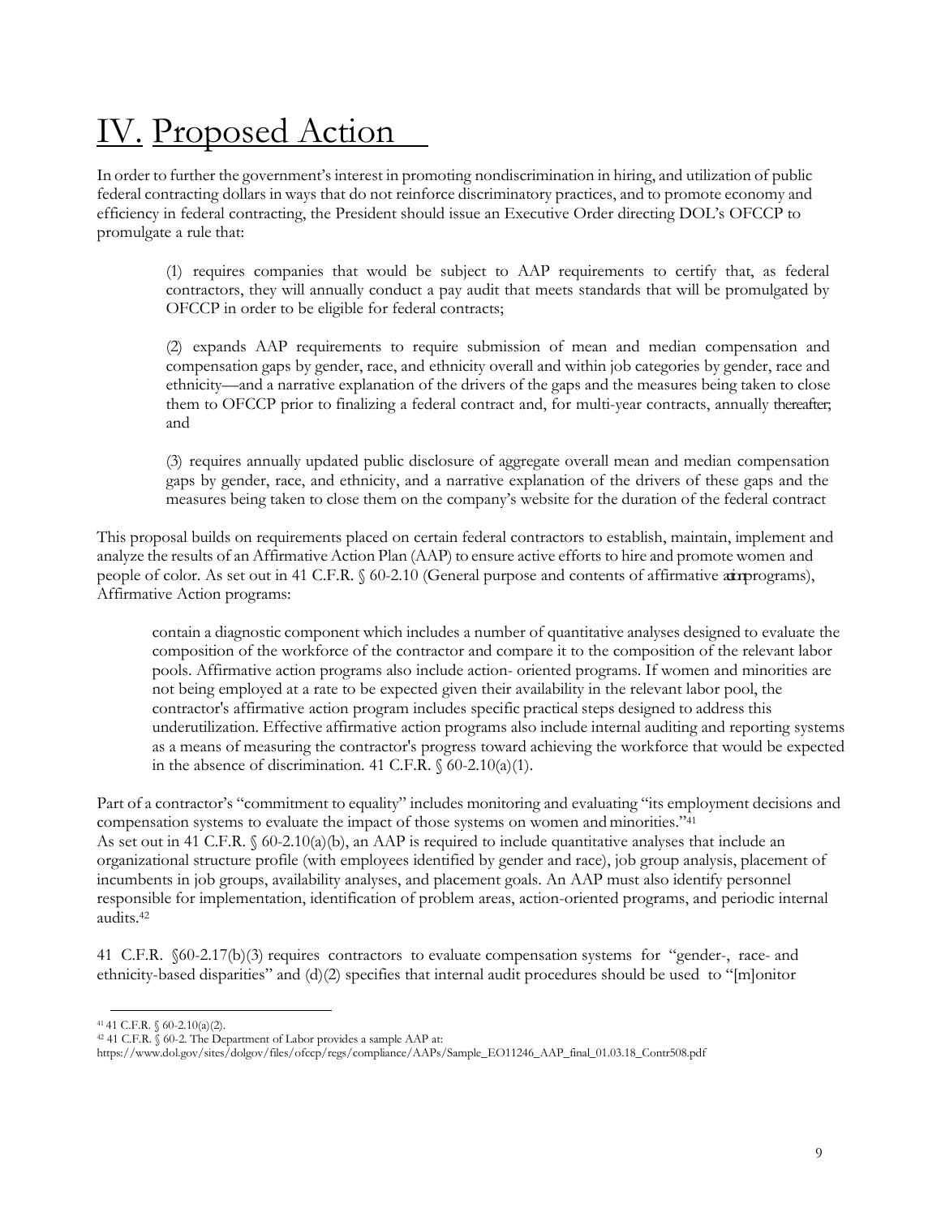# IV. Proposed Action

In order to further the government's interest in promoting nondiscrimination in hiring, and utilization of public federal contracting dollars in ways that do not reinforce discriminatory practices, and to promote economy and efficiency in federal contracting, the President should issue an Executive Order directing DOL's OFCCP to promulgate a rule that:

> (1) requires companies that would be subject to AAP requirements to certify that, as federal contractors, they will annually conduct a pay audit that meets standards that will be promulgated by OFCCP in order to be eligible for federal contracts;
>
> (2) expands AAP requirements to require submission of mean and median compensation and compensation gaps by gender, race, and ethnicity overall and within job categories by gender, race and ethnicity—and a narrative explanation of the drivers of the gaps and the measures being taken to close them to OFCCP prior to finalizing a federal contract and, for multi-year contracts, annually thereafter; and
>
> (3) requires annually updated public disclosure of aggregate overall mean and median compensation gaps by gender, race, and ethnicity, and a narrative explanation of the drivers of these gaps and the measures being taken to close them on the company's website for the duration of the federal contract

This proposal builds on requirements placed on certain federal contractors to establish, maintain, implement and analyze the results of an Affirmative Action Plan (AAP) to ensure active efforts to hire and promote women and people of color. As set out in 41 C.F.R. § 60-2.10 (General purpose and contents of affirmative action programs), Affirmative Action programs:

> contain a diagnostic component which includes a number of quantitative analyses designed to evaluate the composition of the workforce of the contractor and compare it to the composition of the relevant labor pools. Affirmative action programs also include action- oriented programs. If women and minorities are not being employed at a rate to be expected given their availability in the relevant labor pool, the contractor's affirmative action program includes specific practical steps designed to address this underutilization. Effective affirmative action programs also include internal auditing and reporting systems as a means of measuring the contractor's progress toward achieving the workforce that would be expected in the absence of discrimination. 41 C.F.R. § 60-2.10(a)(1).

Part of a contractor's "commitment to equality" includes monitoring and evaluating "its employment decisions and compensation systems to evaluate the impact of those systems on women and minorities."[41]
As set out in 41 C.F.R. § 60-2.10(a)(b), an AAP is required to include quantitative analyses that include an organizational structure profile (with employees identified by gender and race), job group analysis, placement of incumbents in job groups, availability analyses, and placement goals. An AAP must also identify personnel responsible for implementation, identification of problem areas, action-oriented programs, and periodic internal audits.[42]

41 C.F.R. §60-2.17(b)(3) requires contractors to evaluate compensation systems for "gender-, race- and ethnicity-based disparities" and (d)(2) specifies that internal audit procedures should be used to "[m]onitor

---

[41] 41 C.F.R. § 60-2.10(a)(2).

[42] 41 C.F.R. § 60-2. The Department of Labor provides a sample AAP at: https://www.dol.gov/sites/dolgov/files/ofccp/regs/compliance/AAPs/Sample_EO11246_AAP_final_01.03.18_Contr508.pdf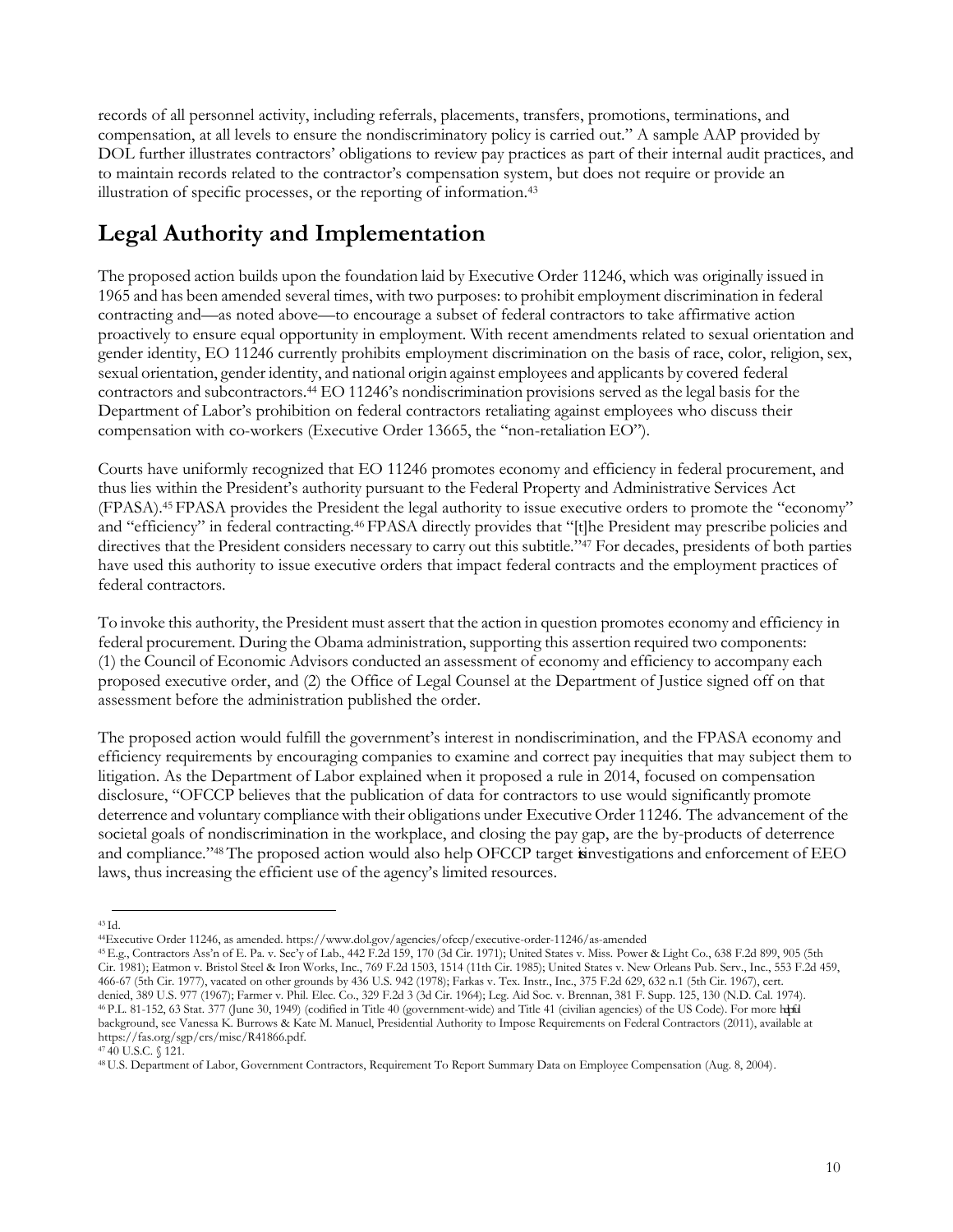records of all personnel activity, including referrals, placements, transfers, promotions, terminations, and compensation, at all levels to ensure the nondiscriminatory policy is carried out." A sample AAP provided by DOL further illustrates contractors' obligations to review pay practices as part of their internal audit practices, and to maintain records related to the contractor's compensation system, but does not require or provide an illustration of specific processes, or the reporting of information.[43]

## Legal Authority and Implementation

The proposed action builds upon the foundation laid by Executive Order 11246, which was originally issued in 1965 and has been amended several times, with two purposes: to prohibit employment discrimination in federal contracting and—as noted above—to encourage a subset of federal contractors to take affirmative action proactively to ensure equal opportunity in employment. With recent amendments related to sexual orientation and gender identity, EO 11246 currently prohibits employment discrimination on the basis of race, color, religion, sex, sexual orientation, gender identity, and national origin against employees and applicants by covered federal contractors and subcontractors.[44] EO 11246's nondiscrimination provisions served as the legal basis for the Department of Labor's prohibition on federal contractors retaliating against employees who discuss their compensation with co-workers (Executive Order 13665, the "non-retaliation EO").

Courts have uniformly recognized that EO 11246 promotes economy and efficiency in federal procurement, and thus lies within the President's authority pursuant to the Federal Property and Administrative Services Act (FPASA).[45] FPASA provides the President the legal authority to issue executive orders to promote the "economy" and "efficiency" in federal contracting.[46] FPASA directly provides that "[t]he President may prescribe policies and directives that the President considers necessary to carry out this subtitle."[47] For decades, presidents of both parties have used this authority to issue executive orders that impact federal contracts and the employment practices of federal contractors.

To invoke this authority, the President must assert that the action in question promotes economy and efficiency in federal procurement. During the Obama administration, supporting this assertion required two components: (1) the Council of Economic Advisors conducted an assessment of economy and efficiency to accompany each proposed executive order, and (2) the Office of Legal Counsel at the Department of Justice signed off on that assessment before the administration published the order.

The proposed action would fulfill the government's interest in nondiscrimination, and the FPASA economy and efficiency requirements by encouraging companies to examine and correct pay inequities that may subject them to litigation. As the Department of Labor explained when it proposed a rule in 2014, focused on compensation disclosure, "OFCCP believes that the publication of data for contractors to use would significantly promote deterrence and voluntary compliance with their obligations under Executive Order 11246. The advancement of the societal goals of nondiscrimination in the workplace, and closing the pay gap, are the by-products of deterrence and compliance."[48] The proposed action would also help OFCCP target its investigations and enforcement of EEO laws, thus increasing the efficient use of the agency's limited resources.

---

[43] Id.

[44] Executive Order 11246, as amended. https://www.dol.gov/agencies/ofccp/executive-order-11246/as-amended

[45] E.g., Contractors Ass'n of E. Pa. v. Sec'y of Lab., 442 F.2d 159, 170 (3d Cir. 1971); United States v. Miss. Power & Light Co., 638 F.2d 899, 905 (5th Cir. 1981); Eatmon v. Bristol Steel & Iron Works, Inc., 769 F.2d 1503, 1514 (11th Cir. 1985); United States v. New Orleans Pub. Serv., Inc., 553 F.2d 459, 466-67 (5th Cir. 1977), vacated on other grounds by 436 U.S. 942 (1978); Farkas v. Tex. Instr., Inc., 375 F.2d 629, 632 n.1 (5th Cir. 1967), cert. denied, 389 U.S. 977 (1967); Farmer v. Phil. Elec. Co., 329 F.2d 3 (3d Cir. 1964); Leg. Aid Soc. v. Brennan, 381 F. Supp. 125, 130 (N.D. Cal. 1974).

[46] P.L. 81-152, 63 Stat. 377 (June 30, 1949) (codified in Title 40 (government-wide) and Title 41 (civilian agencies) of the US Code). For more helpful background, see Vanessa K. Burrows & Kate M. Manuel, Presidential Authority to Impose Requirements on Federal Contractors (2011), available at https://fas.org/sgp/crs/misc/R41866.pdf.

[47] 40 U.S.C. § 121.

[48] U.S. Department of Labor, Government Contractors, Requirement To Report Summary Data on Employee Compensation (Aug. 8, 2004).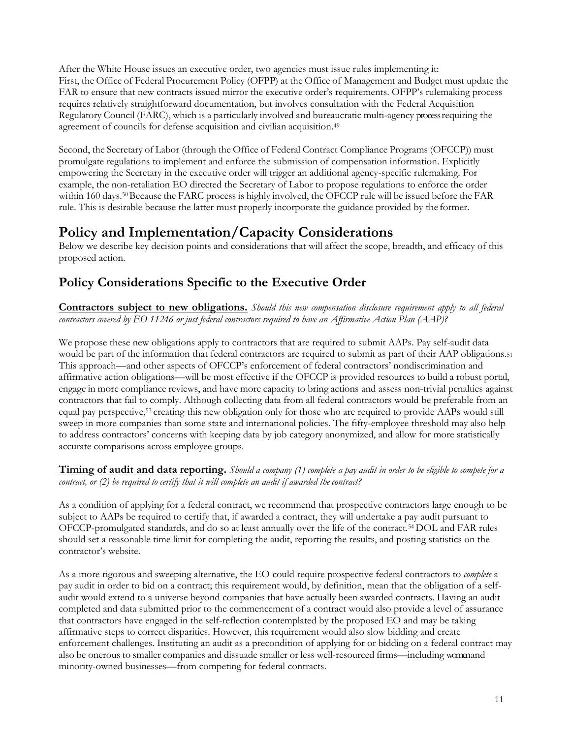After the White House issues an executive order, two agencies must issue rules implementing it: First, the Office of Federal Procurement Policy (OFPP) at the Office of Management and Budget must update the FAR to ensure that new contracts issued mirror the executive order's requirements. OFPP's rulemaking process requires relatively straightforward documentation, but involves consultation with the Federal Acquisition Regulatory Council (FARC), which is a particularly involved and bureaucratic multi-agency process requiring the agreement of councils for defense acquisition and civilian acquisition.[49]

Second, the Secretary of Labor (through the Office of Federal Contract Compliance Programs (OFCCP)) must promulgate regulations to implement and enforce the submission of compensation information. Explicitly empowering the Secretary in the executive order will trigger an additional agency-specific rulemaking. For example, the non-retaliation EO directed the Secretary of Labor to propose regulations to enforce the order within 160 days.[50] Because the FARC process is highly involved, the OFCCP rule will be issued before the FAR rule. This is desirable because the latter must properly incorporate the guidance provided by the former.

# Policy and Implementation/Capacity Considerations

Below we describe key decision points and considerations that will affect the scope, breadth, and efficacy of this proposed action.

## Policy Considerations Specific to the Executive Order

**Contractors subject to new obligations.** *Should this new compensation disclosure requirement apply to all federal contractors covered by EO 11246 or just federal contractors required to have an Affirmative Action Plan (AAP)?*

We propose these new obligations apply to contractors that are required to submit AAPs. Pay self-audit data would be part of the information that federal contractors are required to submit as part of their AAP obligations.[51] This approach—and other aspects of OFCCP's enforcement of federal contractors' nondiscrimination and affirmative action obligations—will be most effective if the OFCCP is provided resources to build a robust portal, engage in more compliance reviews, and have more capacity to bring actions and assess non-trivial penalties against contractors that fail to comply. Although collecting data from all federal contractors would be preferable from an equal pay perspective,[53] creating this new obligation only for those who are required to provide AAPs would still sweep in more companies than some state and international policies. The fifty-employee threshold may also help to address contractors' concerns with keeping data by job category anonymized, and allow for more statistically accurate comparisons across employee groups.

**Timing of audit and data reporting.** *Should a company (1) complete a pay audit in order to be eligible to compete for a contract, or (2) be required to certify that it will complete an audit if awarded the contract?*

As a condition of applying for a federal contract, we recommend that prospective contractors large enough to be subject to AAPs be required to certify that, if awarded a contract, they will undertake a pay audit pursuant to OFCCP-promulgated standards, and do so at least annually over the life of the contract.[54] DOL and FAR rules should set a reasonable time limit for completing the audit, reporting the results, and posting statistics on the contractor's website.

As a more rigorous and sweeping alternative, the EO could require prospective federal contractors to *complete* a pay audit in order to bid on a contract; this requirement would, by definition, mean that the obligation of a self-audit would extend to a universe beyond companies that have actually been awarded contracts. Having an audit completed and data submitted prior to the commencement of a contract would also provide a level of assurance that contractors have engaged in the self-reflection contemplated by the proposed EO and may be taking affirmative steps to correct disparities. However, this requirement would also slow bidding and create enforcement challenges. Instituting an audit as a precondition of applying for or bidding on a federal contract may also be onerous to smaller companies and dissuade smaller or less well-resourced firms—including women and minority-owned businesses—from competing for federal contracts.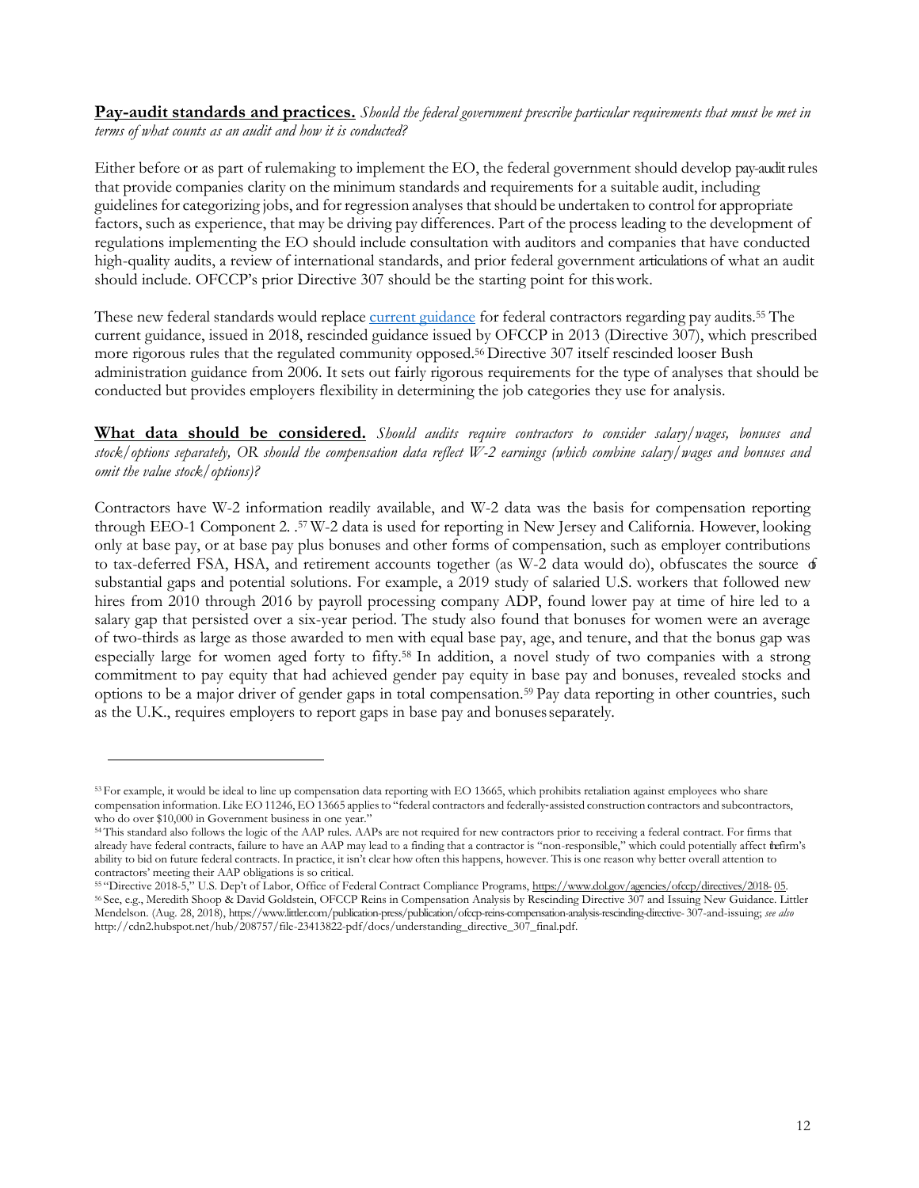**Pay-audit standards and practices.** *Should the federal government prescribe particular requirements that must be met in terms of what counts as an audit and how it is conducted?*

Either before or as part of rulemaking to implement the EO, the federal government should develop pay-audit rules that provide companies clarity on the minimum standards and requirements for a suitable audit, including guidelines for categorizing jobs, and for regression analyses that should be undertaken to control for appropriate factors, such as experience, that may be driving pay differences. Part of the process leading to the development of regulations implementing the EO should include consultation with auditors and companies that have conducted high-quality audits, a review of international standards, and prior federal government articulations of what an audit should include. OFCCP's prior Directive 307 should be the starting point for this work.

These new federal standards would replace current guidance for federal contractors regarding pay audits.[55] The current guidance, issued in 2018, rescinded guidance issued by OFCCP in 2013 (Directive 307), which prescribed more rigorous rules that the regulated community opposed.[56] Directive 307 itself rescinded looser Bush administration guidance from 2006. It sets out fairly rigorous requirements for the type of analyses that should be conducted but provides employers flexibility in determining the job categories they use for analysis.

**What data should be considered.** *Should audits require contractors to consider salary/wages, bonuses and stock/options separately, OR should the compensation data reflect W-2 earnings (which combine salary/wages and bonuses and omit the value stock/options)?*

Contractors have W-2 information readily available, and W-2 data was the basis for compensation reporting through EEO-1 Component 2. .[57] W-2 data is used for reporting in New Jersey and California. However, looking only at base pay, or at base pay plus bonuses and other forms of compensation, such as employer contributions to tax-deferred FSA, HSA, and retirement accounts together (as W-2 data would do), obfuscates the source of substantial gaps and potential solutions. For example, a 2019 study of salaried U.S. workers that followed new hires from 2010 through 2016 by payroll processing company ADP, found lower pay at time of hire led to a salary gap that persisted over a six-year period. The study also found that bonuses for women were an average of two-thirds as large as those awarded to men with equal base pay, age, and tenure, and that the bonus gap was especially large for women aged forty to fifty.[58] In addition, a novel study of two companies with a strong commitment to pay equity that had achieved gender pay equity in base pay and bonuses, revealed stocks and options to be a major driver of gender gaps in total compensation.[59] Pay data reporting in other countries, such as the U.K., requires employers to report gaps in base pay and bonuses separately.

---

[53] For example, it would be ideal to line up compensation data reporting with EO 13665, which prohibits retaliation against employees who share compensation information. Like EO 11246, EO 13665 applies to "federal contractors and federally-assisted construction contractors and subcontractors, who do over $10,000 in Government business in one year."

[54] This standard also follows the logic of the AAP rules. AAPs are not required for new contractors prior to receiving a federal contract. For firms that already have federal contracts, failure to have an AAP may lead to a finding that a contractor is "non-responsible," which could potentially affect the firm's ability to bid on future federal contracts. In practice, it isn't clear how often this happens, however. This is one reason why better overall attention to contractors' meeting their AAP obligations is so critical.

[55] "Directive 2018-5," U.S. Dep't of Labor, Office of Federal Contract Compliance Programs, https://www.dol.gov/agencies/ofccp/directives/2018-05.

[56] See, e.g., Meredith Shoop & David Goldstein, OFCCP Reins in Compensation Analysis by Rescinding Directive 307 and Issuing New Guidance. Littler Mendelson. (Aug. 28, 2018), https://www.littler.com/publication-press/publication/ofccp-reins-compensation-analysis-rescinding-directive-307-and-issuing; *see also* http://cdn2.hubspot.net/hub/208757/file-23413822-pdf/docs/understanding_directive_307_final.pdf.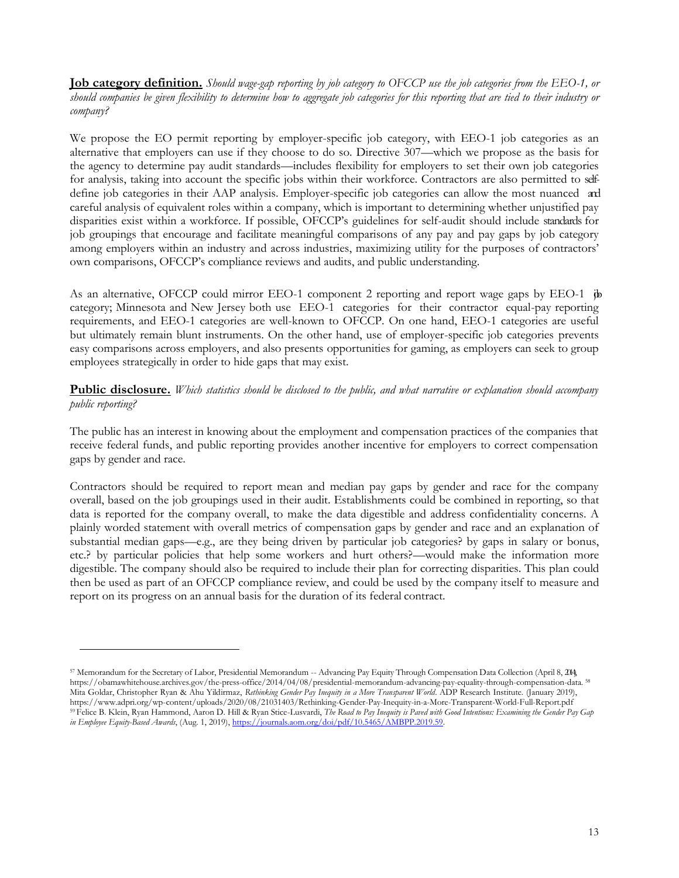**<u>Job category definition.</u>** *Should wage-gap reporting by job category to OFCCP use the job categories from the EEO-1, or should companies be given flexibility to determine how to aggregate job categories for this reporting that are tied to their industry or company?*

We propose the EO permit reporting by employer-specific job category, with EEO-1 job categories as an alternative that employers can use if they choose to do so. Directive 307—which we propose as the basis for the agency to determine pay audit standards—includes flexibility for employers to set their own job categories for analysis, taking into account the specific jobs within their workforce. Contractors are also permitted to self-define job categories in their AAP analysis. Employer-specific job categories can allow the most nuanced and careful analysis of equivalent roles within a company, which is important to determining whether unjustified pay disparities exist within a workforce. If possible, OFCCP's guidelines for self-audit should include standards for job groupings that encourage and facilitate meaningful comparisons of any pay and pay gaps by job category among employers within an industry and across industries, maximizing utility for the purposes of contractors' own comparisons, OFCCP's compliance reviews and audits, and public understanding.

As an alternative, OFCCP could mirror EEO-1 component 2 reporting and report wage gaps by EEO-1 job category; Minnesota and New Jersey both use EEO-1 categories for their contractor equal-pay reporting requirements, and EEO-1 categories are well-known to OFCCP. On one hand, EEO-1 categories are useful but ultimately remain blunt instruments. On the other hand, use of employer-specific job categories prevents easy comparisons across employers, and also presents opportunities for gaming, as employers can seek to group employees strategically in order to hide gaps that may exist.

**<u>Public disclosure.</u>** *Which statistics should be disclosed to the public, and what narrative or explanation should accompany public reporting?*

The public has an interest in knowing about the employment and compensation practices of the companies that receive federal funds, and public reporting provides another incentive for employers to correct compensation gaps by gender and race.

Contractors should be required to report mean and median pay gaps by gender and race for the company overall, based on the job groupings used in their audit. Establishments could be combined in reporting, so that data is reported for the company overall, to make the data digestible and address confidentiality concerns. A plainly worded statement with overall metrics of compensation gaps by gender and race and an explanation of substantial median gaps—e.g., are they being driven by particular job categories? by gaps in salary or bonus, etc.? by particular policies that help some workers and hurt others?—would make the information more digestible. The company should also be required to include their plan for correcting disparities. This plan could then be used as part of an OFCCP compliance review, and could be used by the company itself to measure and report on its progress on an annual basis for the duration of its federal contract.

---

[57] Memorandum for the Secretary of Labor, Presidential Memorandum -- Advancing Pay Equity Through Compensation Data Collection (April 8, 2014), https://obamawhitehouse.archives.gov/the-press-office/2014/04/08/presidential-memorandum-advancing-pay-equality-through-compensation-data.

[58] Mita Goldar, Christopher Ryan & Ahu Yildirmaz, *Rethinking Gender Pay Inequity in a More Transparent World*. ADP Research Institute. (January 2019), https://www.adpri.org/wp-content/uploads/2020/08/21031403/Rethinking-Gender-Pay-Inequity-in-a-More-Transparent-World-Full-Report.pdf

[59] Felice B. Klein, Ryan Hammond, Aaron D. Hill & Ryan Stice-Lusvardi, *The Road to Pay Inequity is Paved with Good Intentions: Examining the Gender Pay Gap in Employee Equity-Based Awards*, (Aug. 1, 2019), https://journals.aom.org/doi/pdf/10.5465/AMBPP.2019.59.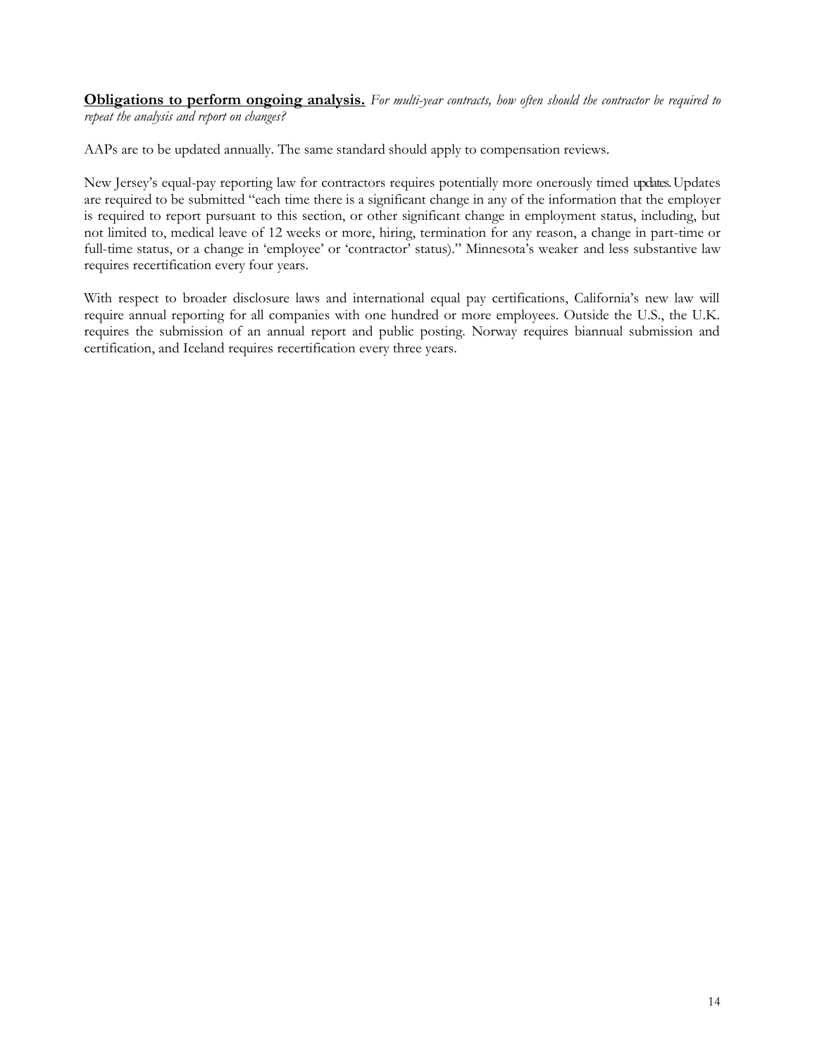**Obligations to perform ongoing analysis.** *For multi-year contracts, how often should the contractor be required to repeat the analysis and report on changes?*

AAPs are to be updated annually. The same standard should apply to compensation reviews.

New Jersey's equal-pay reporting law for contractors requires potentially more onerously timed updates. Updates are required to be submitted "each time there is a significant change in any of the information that the employer is required to report pursuant to this section, or other significant change in employment status, including, but not limited to, medical leave of 12 weeks or more, hiring, termination for any reason, a change in part-time or full-time status, or a change in 'employee' or 'contractor' status)." Minnesota's weaker and less substantive law requires recertification every four years.

With respect to broader disclosure laws and international equal pay certifications, California's new law will require annual reporting for all companies with one hundred or more employees. Outside the U.S., the U.K. requires the submission of an annual report and public posting. Norway requires biannual submission and certification, and Iceland requires recertification every three years.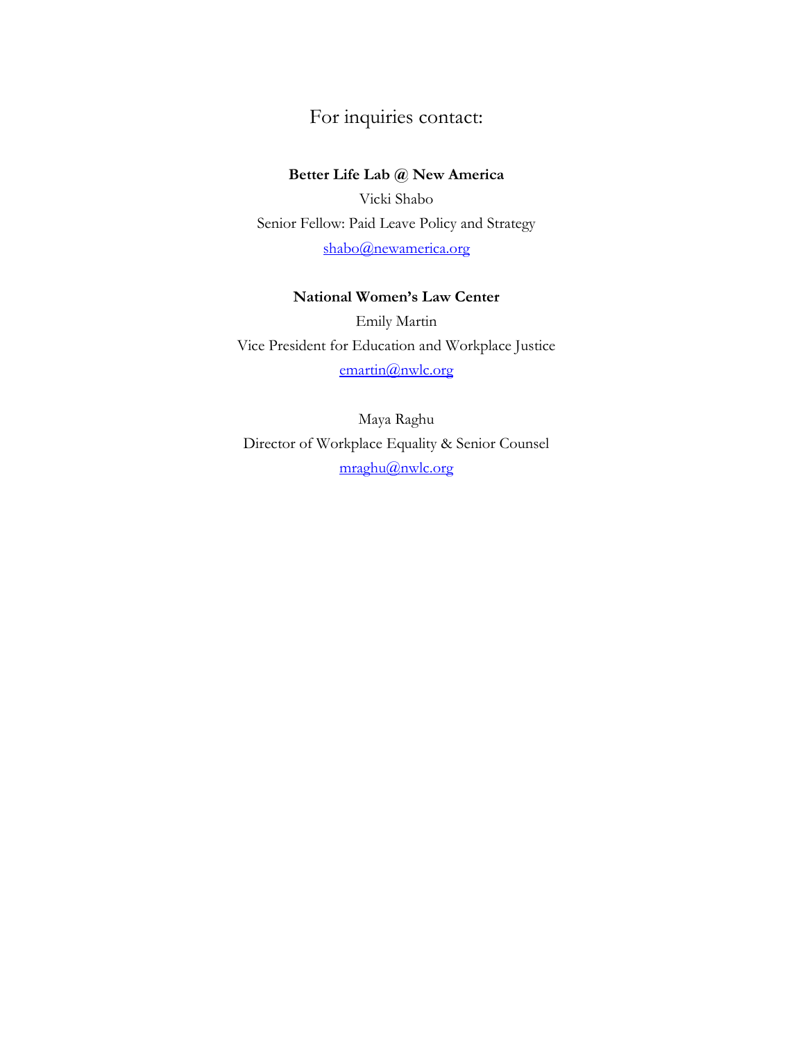For inquiries contact:

**Better Life Lab @ New America**

Vicki Shabo

Senior Fellow: Paid Leave Policy and Strategy

shabo@newamerica.org

**National Women's Law Center**

Emily Martin

Vice President for Education and Workplace Justice

emartin@nwlc.org

Maya Raghu

Director of Workplace Equality & Senior Counsel

mraghu@nwlc.org